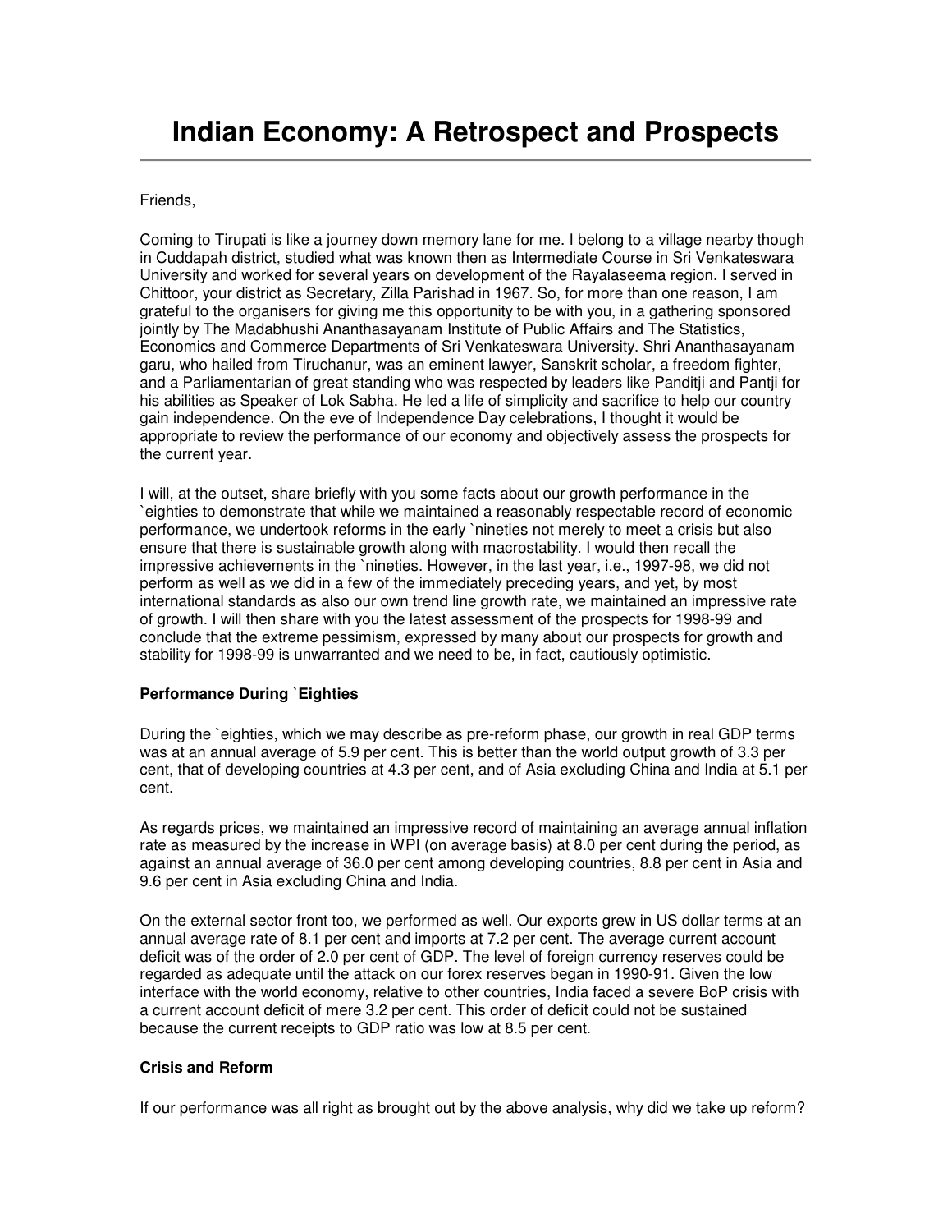# Indian Economy: A Retrospect and Prospects

Friends,

Coming to Tirupati is like a journey down memory lane for me. I belong to a village nearby though in Cuddapah district, studied what was known then as Intermediate Course in Sri Venkateswara University and worked for several years on development of the Rayalaseema region. I served in Chittoor, your district as Secretary, Zilla Parishad in 1967. So, for more than one reason, I am grateful to the organisers for giving me this opportunity to be with you, in a gathering sponsored jointly by The Madabhushi Ananthasayanam Institute of Public Affairs and The Statistics, Economics and Commerce Departments of Sri Venkateswara University. Shri Ananthasayanam garu, who hailed from Tiruchanur, was an eminent lawyer, Sanskrit scholar, a freedom fighter, and a Parliamentarian of great standing who was respected by leaders like Panditji and Pantji for his abilities as Speaker of Lok Sabha. He led a life of simplicity and sacrifice to help our country gain independence. On the eve of Independence Day celebrations, I thought it would be appropriate to review the performance of our economy and objectively assess the prospects for the current year.

I will, at the outset, share briefly with you some facts about our growth performance in the `eighties to demonstrate that while we maintained a reasonably respectable record of economic performance, we undertook reforms in the early `nineties not merely to meet a crisis but also ensure that there is sustainable growth along with macrostability. I would then recall the impressive achievements in the `nineties. However, in the last year, i.e., 1997-98, we did not perform as well as we did in a few of the immediately preceding years, and yet, by most international standards as also our own trend line growth rate, we maintained an impressive rate of growth. I will then share with you the latest assessment of the prospects for 1998-99 and conclude that the extreme pessimism, expressed by many about our prospects for growth and stability for 1998-99 is unwarranted and we need to be, in fact, cautiously optimistic.

**Performance During `Eighties**

During the `eighties, which we may describe as pre-reform phase, our growth in real GDP terms was at an annual average of 5.9 per cent. This is better than the world output growth of 3.3 per cent, that of developing countries at 4.3 per cent, and of Asia excluding China and India at 5.1 per cent.

As regards prices, we maintained an impressive record of maintaining an average annual inflation rate as measured by the increase in WPI (on average basis) at 8.0 per cent during the period, as against an annual average of 36.0 per cent among developing countries, 8.8 per cent in Asia and 9.6 per cent in Asia excluding China and India.

On the external sector front too, we performed as well. Our exports grew in US dollar terms at an annual average rate of 8.1 per cent and imports at 7.2 per cent. The average current account deficit was of the order of 2.0 per cent of GDP. The level of foreign currency reserves could be regarded as adequate until the attack on our forex reserves began in 1990-91. Given the low interface with the world economy, relative to other countries, India faced a severe BoP crisis with a current account deficit of mere 3.2 per cent. This order of deficit could not be sustained because the current receipts to GDP ratio was low at 8.5 per cent.

**Crisis and Reform**

If our performance was all right as brought out by the above analysis, why did we take up reform?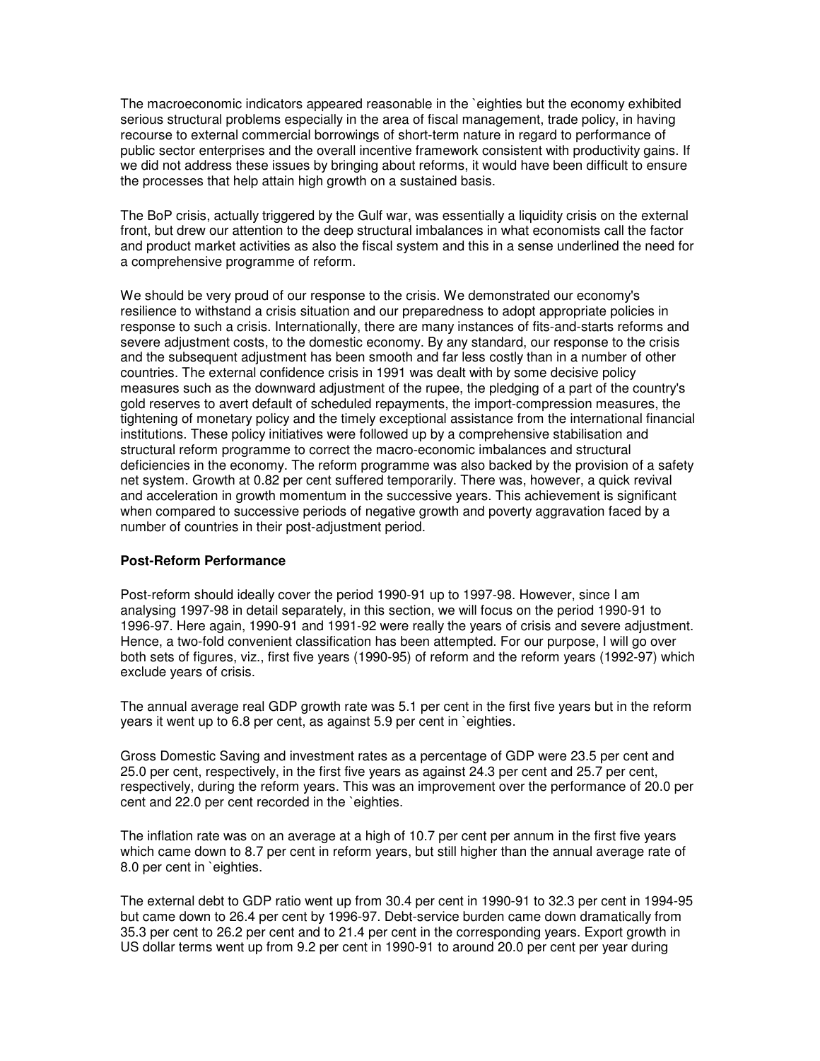The macroeconomic indicators appeared reasonable in the `eighties but the economy exhibited serious structural problems especially in the area of fiscal management, trade policy, in having recourse to external commercial borrowings of short-term nature in regard to performance of public sector enterprises and the overall incentive framework consistent with productivity gains. If we did not address these issues by bringing about reforms, it would have been difficult to ensure the processes that help attain high growth on a sustained basis.

The BoP crisis, actually triggered by the Gulf war, was essentially a liquidity crisis on the external front, but drew our attention to the deep structural imbalances in what economists call the factor and product market activities as also the fiscal system and this in a sense underlined the need for a comprehensive programme of reform.

We should be very proud of our response to the crisis. We demonstrated our economy's resilience to withstand a crisis situation and our preparedness to adopt appropriate policies in response to such a crisis. Internationally, there are many instances of fits-and-starts reforms and severe adjustment costs, to the domestic economy. By any standard, our response to the crisis and the subsequent adjustment has been smooth and far less costly than in a number of other countries. The external confidence crisis in 1991 was dealt with by some decisive policy measures such as the downward adjustment of the rupee, the pledging of a part of the country's gold reserves to avert default of scheduled repayments, the import-compression measures, the tightening of monetary policy and the timely exceptional assistance from the international financial institutions. These policy initiatives were followed up by a comprehensive stabilisation and structural reform programme to correct the macro-economic imbalances and structural deficiencies in the economy. The reform programme was also backed by the provision of a safety net system. Growth at 0.82 per cent suffered temporarily. There was, however, a quick revival and acceleration in growth momentum in the successive years. This achievement is significant when compared to successive periods of negative growth and poverty aggravation faced by a number of countries in their post-adjustment period.

**Post-Reform Performance**

Post-reform should ideally cover the period 1990-91 up to 1997-98. However, since I am analysing 1997-98 in detail separately, in this section, we will focus on the period 1990-91 to 1996-97. Here again, 1990-91 and 1991-92 were really the years of crisis and severe adjustment. Hence, a two-fold convenient classification has been attempted. For our purpose, I will go over both sets of figures, viz., first five years (1990-95) of reform and the reform years (1992-97) which exclude years of crisis.

The annual average real GDP growth rate was 5.1 per cent in the first five years but in the reform years it went up to 6.8 per cent, as against 5.9 per cent in `eighties.

Gross Domestic Saving and investment rates as a percentage of GDP were 23.5 per cent and 25.0 per cent, respectively, in the first five years as against 24.3 per cent and 25.7 per cent, respectively, during the reform years. This was an improvement over the performance of 20.0 per cent and 22.0 per cent recorded in the `eighties.

The inflation rate was on an average at a high of 10.7 per cent per annum in the first five years which came down to 8.7 per cent in reform years, but still higher than the annual average rate of 8.0 per cent in `eighties.

The external debt to GDP ratio went up from 30.4 per cent in 1990-91 to 32.3 per cent in 1994-95 but came down to 26.4 per cent by 1996-97. Debt-service burden came down dramatically from 35.3 per cent to 26.2 per cent and to 21.4 per cent in the corresponding years. Export growth in US dollar terms went up from 9.2 per cent in 1990-91 to around 20.0 per cent per year during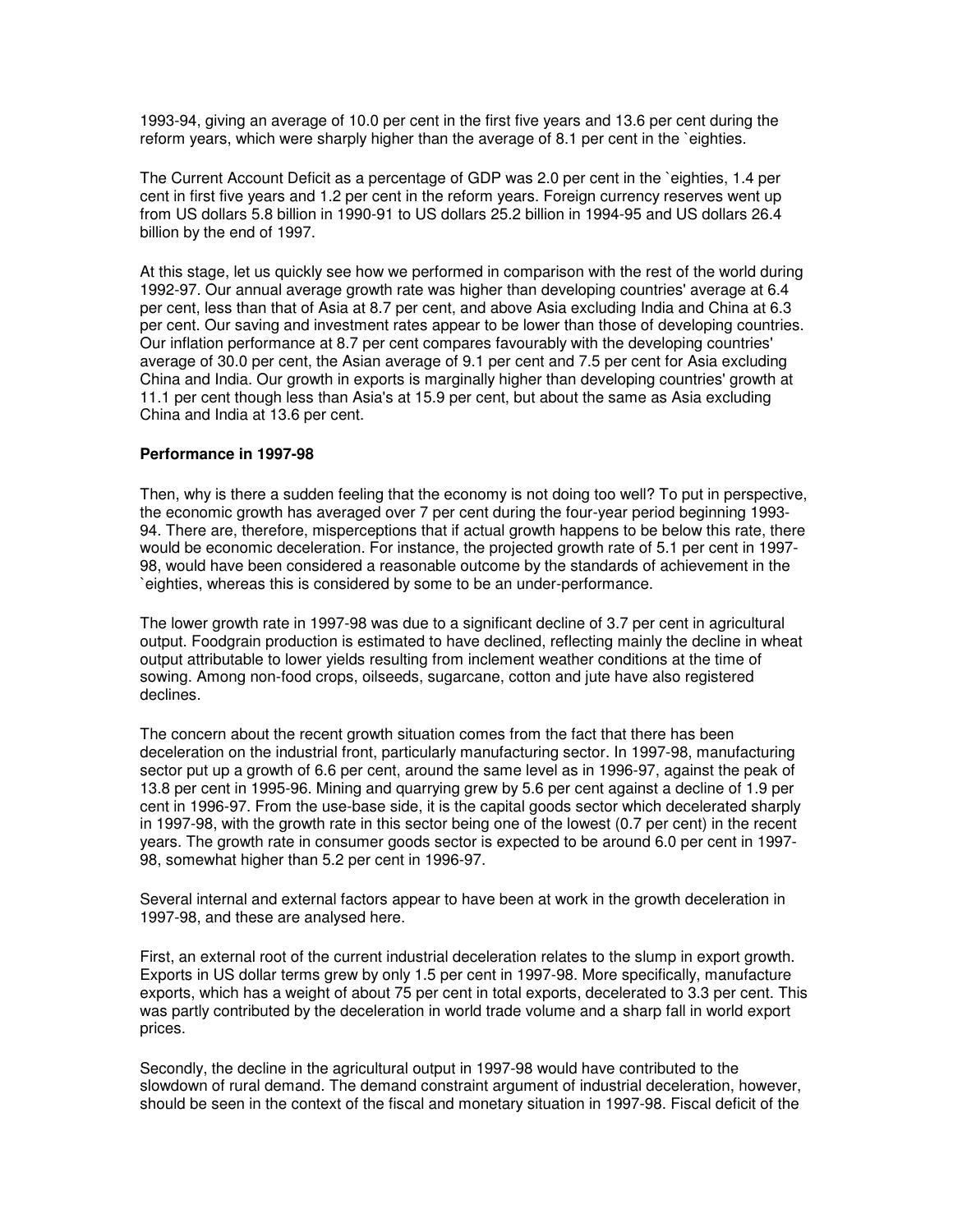1993-94, giving an average of 10.0 per cent in the first five years and 13.6 per cent during the reform years, which were sharply higher than the average of 8.1 per cent in the `eighties.

The Current Account Deficit as a percentage of GDP was 2.0 per cent in the `eighties, 1.4 per cent in first five years and 1.2 per cent in the reform years. Foreign currency reserves went up from US dollars 5.8 billion in 1990-91 to US dollars 25.2 billion in 1994-95 and US dollars 26.4 billion by the end of 1997.

At this stage, let us quickly see how we performed in comparison with the rest of the world during 1992-97. Our annual average growth rate was higher than developing countries' average at 6.4 per cent, less than that of Asia at 8.7 per cent, and above Asia excluding India and China at 6.3 per cent. Our saving and investment rates appear to be lower than those of developing countries. Our inflation performance at 8.7 per cent compares favourably with the developing countries' average of 30.0 per cent, the Asian average of 9.1 per cent and 7.5 per cent for Asia excluding China and India. Our growth in exports is marginally higher than developing countries' growth at 11.1 per cent though less than Asia's at 15.9 per cent, but about the same as Asia excluding China and India at 13.6 per cent.

**Performance in 1997-98**

Then, why is there a sudden feeling that the economy is not doing too well? To put in perspective, the economic growth has averaged over 7 per cent during the four-year period beginning 1993-94. There are, therefore, misperceptions that if actual growth happens to be below this rate, there would be economic deceleration. For instance, the projected growth rate of 5.1 per cent in 1997-98, would have been considered a reasonable outcome by the standards of achievement in the `eighties, whereas this is considered by some to be an under-performance.

The lower growth rate in 1997-98 was due to a significant decline of 3.7 per cent in agricultural output. Foodgrain production is estimated to have declined, reflecting mainly the decline in wheat output attributable to lower yields resulting from inclement weather conditions at the time of sowing. Among non-food crops, oilseeds, sugarcane, cotton and jute have also registered declines.

The concern about the recent growth situation comes from the fact that there has been deceleration on the industrial front, particularly manufacturing sector. In 1997-98, manufacturing sector put up a growth of 6.6 per cent, around the same level as in 1996-97, against the peak of 13.8 per cent in 1995-96. Mining and quarrying grew by 5.6 per cent against a decline of 1.9 per cent in 1996-97. From the use-base side, it is the capital goods sector which decelerated sharply in 1997-98, with the growth rate in this sector being one of the lowest (0.7 per cent) in the recent years. The growth rate in consumer goods sector is expected to be around 6.0 per cent in 1997-98, somewhat higher than 5.2 per cent in 1996-97.

Several internal and external factors appear to have been at work in the growth deceleration in 1997-98, and these are analysed here.

First, an external root of the current industrial deceleration relates to the slump in export growth. Exports in US dollar terms grew by only 1.5 per cent in 1997-98. More specifically, manufacture exports, which has a weight of about 75 per cent in total exports, decelerated to 3.3 per cent. This was partly contributed by the deceleration in world trade volume and a sharp fall in world export prices.

Secondly, the decline in the agricultural output in 1997-98 would have contributed to the slowdown of rural demand. The demand constraint argument of industrial deceleration, however, should be seen in the context of the fiscal and monetary situation in 1997-98. Fiscal deficit of the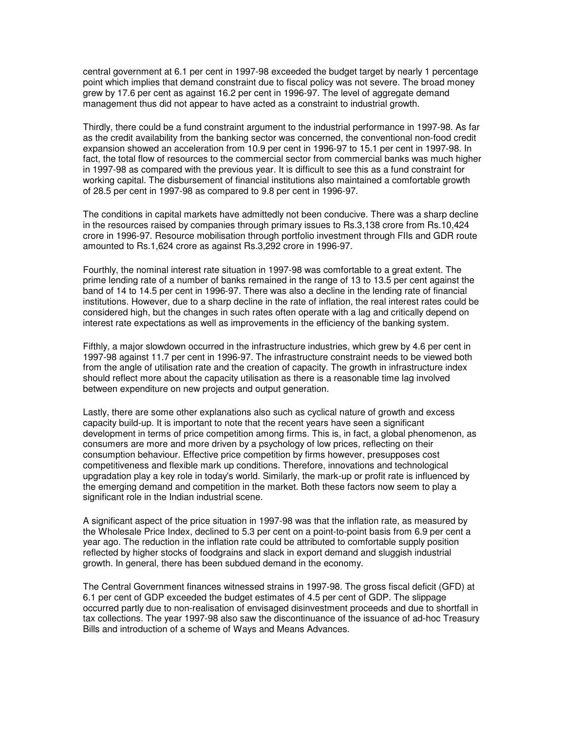central government at 6.1 per cent in 1997-98 exceeded the budget target by nearly 1 percentage point which implies that demand constraint due to fiscal policy was not severe. The broad money grew by 17.6 per cent as against 16.2 per cent in 1996-97. The level of aggregate demand management thus did not appear to have acted as a constraint to industrial growth.

Thirdly, there could be a fund constraint argument to the industrial performance in 1997-98. As far as the credit availability from the banking sector was concerned, the conventional non-food credit expansion showed an acceleration from 10.9 per cent in 1996-97 to 15.1 per cent in 1997-98. In fact, the total flow of resources to the commercial sector from commercial banks was much higher in 1997-98 as compared with the previous year. It is difficult to see this as a fund constraint for working capital. The disbursement of financial institutions also maintained a comfortable growth of 28.5 per cent in 1997-98 as compared to 9.8 per cent in 1996-97.

The conditions in capital markets have admittedly not been conducive. There was a sharp decline in the resources raised by companies through primary issues to Rs.3,138 crore from Rs.10,424 crore in 1996-97. Resource mobilisation through portfolio investment through FIIs and GDR route amounted to Rs.1,624 crore as against Rs.3,292 crore in 1996-97.

Fourthly, the nominal interest rate situation in 1997-98 was comfortable to a great extent. The prime lending rate of a number of banks remained in the range of 13 to 13.5 per cent against the band of 14 to 14.5 per cent in 1996-97. There was also a decline in the lending rate of financial institutions. However, due to a sharp decline in the rate of inflation, the real interest rates could be considered high, but the changes in such rates often operate with a lag and critically depend on interest rate expectations as well as improvements in the efficiency of the banking system.

Fifthly, a major slowdown occurred in the infrastructure industries, which grew by 4.6 per cent in 1997-98 against 11.7 per cent in 1996-97. The infrastructure constraint needs to be viewed both from the angle of utilisation rate and the creation of capacity. The growth in infrastructure index should reflect more about the capacity utilisation as there is a reasonable time lag involved between expenditure on new projects and output generation.

Lastly, there are some other explanations also such as cyclical nature of growth and excess capacity build-up. It is important to note that the recent years have seen a significant development in terms of price competition among firms. This is, in fact, a global phenomenon, as consumers are more and more driven by a psychology of low prices, reflecting on their consumption behaviour. Effective price competition by firms however, presupposes cost competitiveness and flexible mark up conditions. Therefore, innovations and technological upgradation play a key role in today's world. Similarly, the mark-up or profit rate is influenced by the emerging demand and competition in the market. Both these factors now seem to play a significant role in the Indian industrial scene.

A significant aspect of the price situation in 1997-98 was that the inflation rate, as measured by the Wholesale Price Index, declined to 5.3 per cent on a point-to-point basis from 6.9 per cent a year ago. The reduction in the inflation rate could be attributed to comfortable supply position reflected by higher stocks of foodgrains and slack in export demand and sluggish industrial growth. In general, there has been subdued demand in the economy.

The Central Government finances witnessed strains in 1997-98. The gross fiscal deficit (GFD) at 6.1 per cent of GDP exceeded the budget estimates of 4.5 per cent of GDP. The slippage occurred partly due to non-realisation of envisaged disinvestment proceeds and due to shortfall in tax collections. The year 1997-98 also saw the discontinuance of the issuance of ad-hoc Treasury Bills and introduction of a scheme of Ways and Means Advances.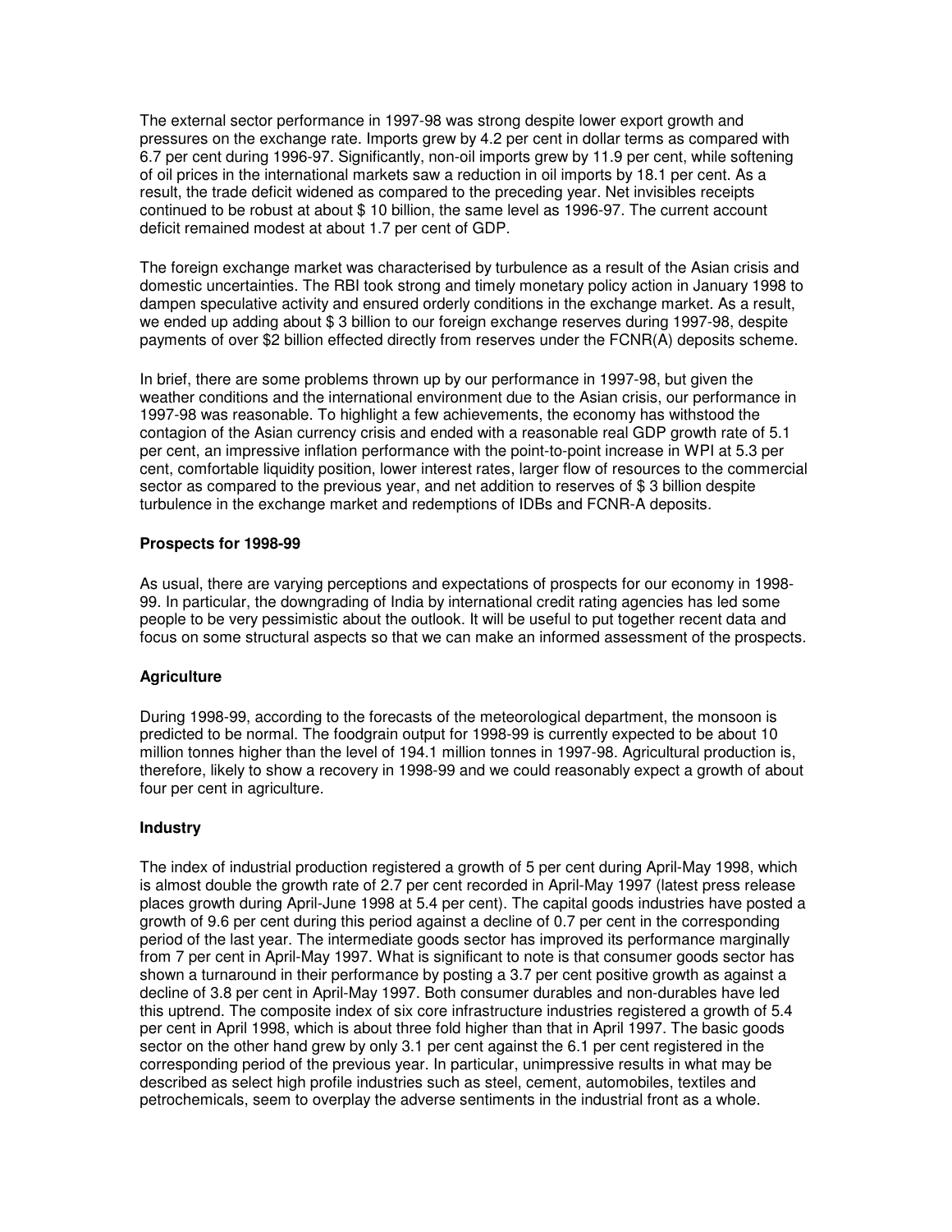The external sector performance in 1997-98 was strong despite lower export growth and pressures on the exchange rate. Imports grew by 4.2 per cent in dollar terms as compared with 6.7 per cent during 1996-97. Significantly, non-oil imports grew by 11.9 per cent, while softening of oil prices in the international markets saw a reduction in oil imports by 18.1 per cent. As a result, the trade deficit widened as compared to the preceding year. Net invisibles receipts continued to be robust at about $ 10 billion, the same level as 1996-97. The current account deficit remained modest at about 1.7 per cent of GDP.

The foreign exchange market was characterised by turbulence as a result of the Asian crisis and domestic uncertainties. The RBI took strong and timely monetary policy action in January 1998 to dampen speculative activity and ensured orderly conditions in the exchange market. As a result, we ended up adding about $ 3 billion to our foreign exchange reserves during 1997-98, despite payments of over $2 billion effected directly from reserves under the FCNR(A) deposits scheme.

In brief, there are some problems thrown up by our performance in 1997-98, but given the weather conditions and the international environment due to the Asian crisis, our performance in 1997-98 was reasonable. To highlight a few achievements, the economy has withstood the contagion of the Asian currency crisis and ended with a reasonable real GDP growth rate of 5.1 per cent, an impressive inflation performance with the point-to-point increase in WPI at 5.3 per cent, comfortable liquidity position, lower interest rates, larger flow of resources to the commercial sector as compared to the previous year, and net addition to reserves of $ 3 billion despite turbulence in the exchange market and redemptions of IDBs and FCNR-A deposits.

**Prospects for 1998-99**

As usual, there are varying perceptions and expectations of prospects for our economy in 1998-99. In particular, the downgrading of India by international credit rating agencies has led some people to be very pessimistic about the outlook. It will be useful to put together recent data and focus on some structural aspects so that we can make an informed assessment of the prospects.

**Agriculture**

During 1998-99, according to the forecasts of the meteorological department, the monsoon is predicted to be normal. The foodgrain output for 1998-99 is currently expected to be about 10 million tonnes higher than the level of 194.1 million tonnes in 1997-98. Agricultural production is, therefore, likely to show a recovery in 1998-99 and we could reasonably expect a growth of about four per cent in agriculture.

**Industry**

The index of industrial production registered a growth of 5 per cent during April-May 1998, which is almost double the growth rate of 2.7 per cent recorded in April-May 1997 (latest press release places growth during April-June 1998 at 5.4 per cent). The capital goods industries have posted a growth of 9.6 per cent during this period against a decline of 0.7 per cent in the corresponding period of the last year. The intermediate goods sector has improved its performance marginally from 7 per cent in April-May 1997. What is significant to note is that consumer goods sector has shown a turnaround in their performance by posting a 3.7 per cent positive growth as against a decline of 3.8 per cent in April-May 1997. Both consumer durables and non-durables have led this uptrend. The composite index of six core infrastructure industries registered a growth of 5.4 per cent in April 1998, which is about three fold higher than that in April 1997. The basic goods sector on the other hand grew by only 3.1 per cent against the 6.1 per cent registered in the corresponding period of the previous year. In particular, unimpressive results in what may be described as select high profile industries such as steel, cement, automobiles, textiles and petrochemicals, seem to overplay the adverse sentiments in the industrial front as a whole.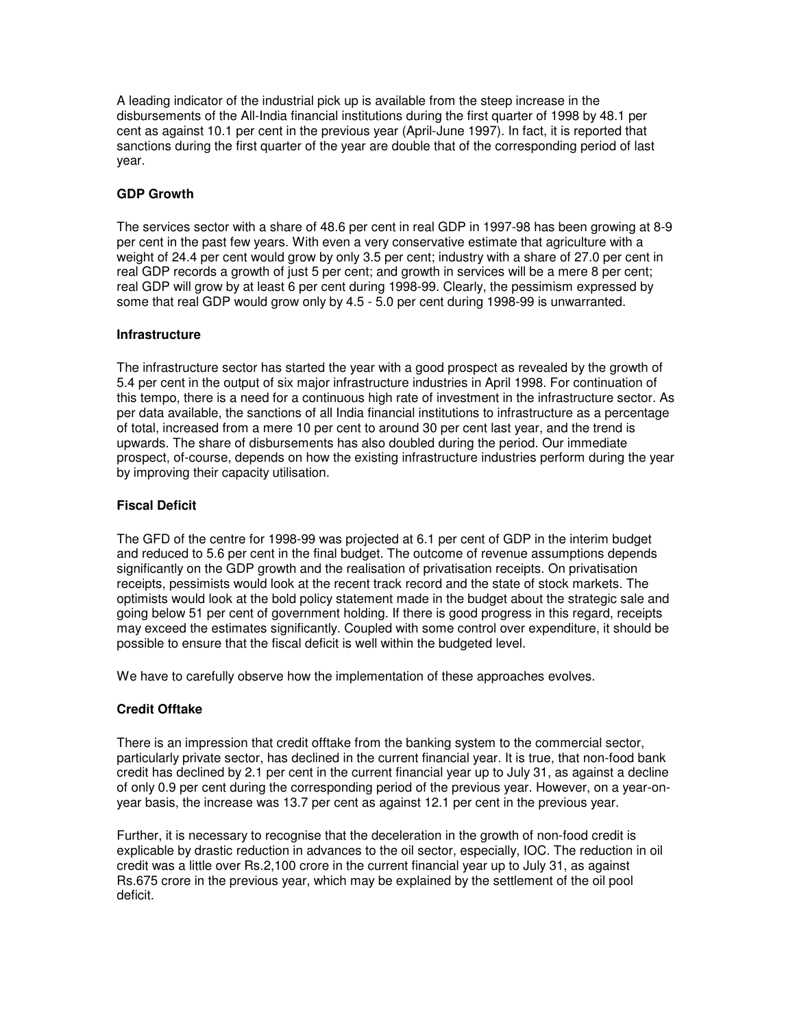A leading indicator of the industrial pick up is available from the steep increase in the disbursements of the All-India financial institutions during the first quarter of 1998 by 48.1 per cent as against 10.1 per cent in the previous year (April-June 1997). In fact, it is reported that sanctions during the first quarter of the year are double that of the corresponding period of last year.

**GDP Growth**

The services sector with a share of 48.6 per cent in real GDP in 1997-98 has been growing at 8-9 per cent in the past few years. With even a very conservative estimate that agriculture with a weight of 24.4 per cent would grow by only 3.5 per cent; industry with a share of 27.0 per cent in real GDP records a growth of just 5 per cent; and growth in services will be a mere 8 per cent; real GDP will grow by at least 6 per cent during 1998-99. Clearly, the pessimism expressed by some that real GDP would grow only by 4.5 - 5.0 per cent during 1998-99 is unwarranted.

**Infrastructure**

The infrastructure sector has started the year with a good prospect as revealed by the growth of 5.4 per cent in the output of six major infrastructure industries in April 1998. For continuation of this tempo, there is a need for a continuous high rate of investment in the infrastructure sector. As per data available, the sanctions of all India financial institutions to infrastructure as a percentage of total, increased from a mere 10 per cent to around 30 per cent last year, and the trend is upwards. The share of disbursements has also doubled during the period. Our immediate prospect, of-course, depends on how the existing infrastructure industries perform during the year by improving their capacity utilisation.

**Fiscal Deficit**

The GFD of the centre for 1998-99 was projected at 6.1 per cent of GDP in the interim budget and reduced to 5.6 per cent in the final budget. The outcome of revenue assumptions depends significantly on the GDP growth and the realisation of privatisation receipts. On privatisation receipts, pessimists would look at the recent track record and the state of stock markets. The optimists would look at the bold policy statement made in the budget about the strategic sale and going below 51 per cent of government holding. If there is good progress in this regard, receipts may exceed the estimates significantly. Coupled with some control over expenditure, it should be possible to ensure that the fiscal deficit is well within the budgeted level.

We have to carefully observe how the implementation of these approaches evolves.

**Credit Offtake**

There is an impression that credit offtake from the banking system to the commercial sector, particularly private sector, has declined in the current financial year. It is true, that non-food bank credit has declined by 2.1 per cent in the current financial year up to July 31, as against a decline of only 0.9 per cent during the corresponding period of the previous year. However, on a year-on-year basis, the increase was 13.7 per cent as against 12.1 per cent in the previous year.

Further, it is necessary to recognise that the deceleration in the growth of non-food credit is explicable by drastic reduction in advances to the oil sector, especially, IOC. The reduction in oil credit was a little over Rs.2,100 crore in the current financial year up to July 31, as against Rs.675 crore in the previous year, which may be explained by the settlement of the oil pool deficit.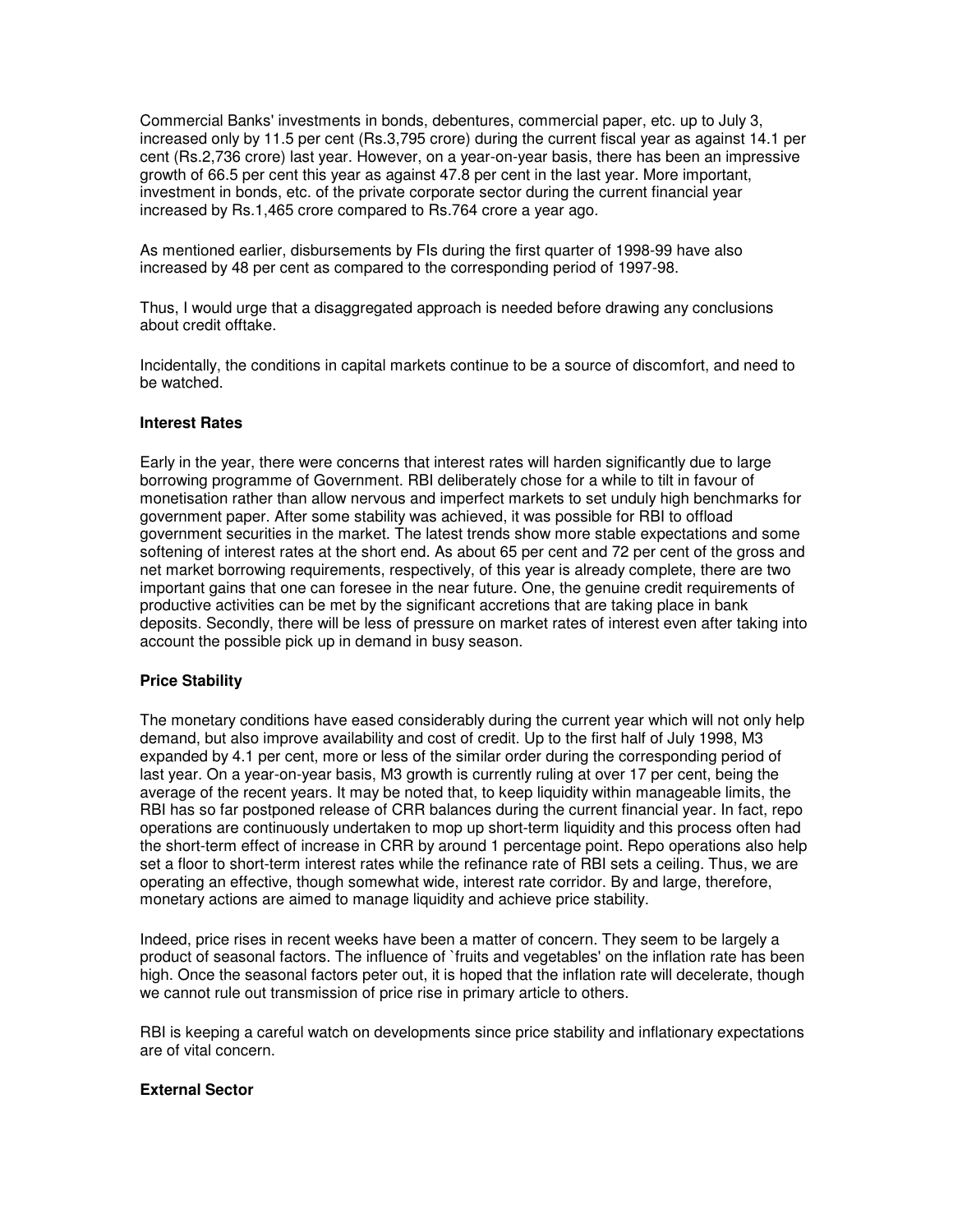Commercial Banks' investments in bonds, debentures, commercial paper, etc. up to July 3, increased only by 11.5 per cent (Rs.3,795 crore) during the current fiscal year as against 14.1 per cent (Rs.2,736 crore) last year. However, on a year-on-year basis, there has been an impressive growth of 66.5 per cent this year as against 47.8 per cent in the last year. More important, investment in bonds, etc. of the private corporate sector during the current financial year increased by Rs.1,465 crore compared to Rs.764 crore a year ago.

As mentioned earlier, disbursements by FIs during the first quarter of 1998-99 have also increased by 48 per cent as compared to the corresponding period of 1997-98.

Thus, I would urge that a disaggregated approach is needed before drawing any conclusions about credit offtake.

Incidentally, the conditions in capital markets continue to be a source of discomfort, and need to be watched.

**Interest Rates**

Early in the year, there were concerns that interest rates will harden significantly due to large borrowing programme of Government. RBI deliberately chose for a while to tilt in favour of monetisation rather than allow nervous and imperfect markets to set unduly high benchmarks for government paper. After some stability was achieved, it was possible for RBI to offload government securities in the market. The latest trends show more stable expectations and some softening of interest rates at the short end. As about 65 per cent and 72 per cent of the gross and net market borrowing requirements, respectively, of this year is already complete, there are two important gains that one can foresee in the near future. One, the genuine credit requirements of productive activities can be met by the significant accretions that are taking place in bank deposits. Secondly, there will be less of pressure on market rates of interest even after taking into account the possible pick up in demand in busy season.

**Price Stability**

The monetary conditions have eased considerably during the current year which will not only help demand, but also improve availability and cost of credit. Up to the first half of July 1998, M3 expanded by 4.1 per cent, more or less of the similar order during the corresponding period of last year. On a year-on-year basis, M3 growth is currently ruling at over 17 per cent, being the average of the recent years. It may be noted that, to keep liquidity within manageable limits, the RBI has so far postponed release of CRR balances during the current financial year. In fact, repo operations are continuously undertaken to mop up short-term liquidity and this process often had the short-term effect of increase in CRR by around 1 percentage point. Repo operations also help set a floor to short-term interest rates while the refinance rate of RBI sets a ceiling. Thus, we are operating an effective, though somewhat wide, interest rate corridor. By and large, therefore, monetary actions are aimed to manage liquidity and achieve price stability.

Indeed, price rises in recent weeks have been a matter of concern. They seem to be largely a product of seasonal factors. The influence of `fruits and vegetables' on the inflation rate has been high. Once the seasonal factors peter out, it is hoped that the inflation rate will decelerate, though we cannot rule out transmission of price rise in primary article to others.

RBI is keeping a careful watch on developments since price stability and inflationary expectations are of vital concern.

**External Sector**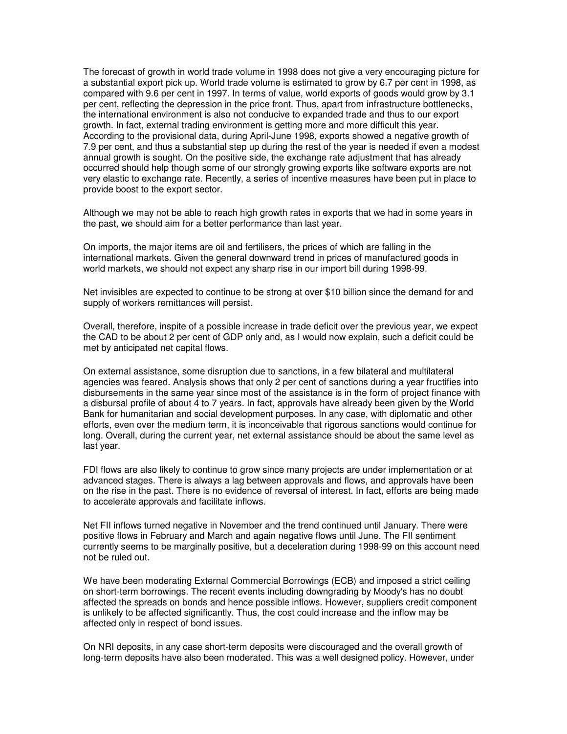The forecast of growth in world trade volume in 1998 does not give a very encouraging picture for a substantial export pick up. World trade volume is estimated to grow by 6.7 per cent in 1998, as compared with 9.6 per cent in 1997. In terms of value, world exports of goods would grow by 3.1 per cent, reflecting the depression in the price front. Thus, apart from infrastructure bottlenecks, the international environment is also not conducive to expanded trade and thus to our export growth. In fact, external trading environment is getting more and more difficult this year. According to the provisional data, during April-June 1998, exports showed a negative growth of 7.9 per cent, and thus a substantial step up during the rest of the year is needed if even a modest annual growth is sought. On the positive side, the exchange rate adjustment that has already occurred should help though some of our strongly growing exports like software exports are not very elastic to exchange rate. Recently, a series of incentive measures have been put in place to provide boost to the export sector.

Although we may not be able to reach high growth rates in exports that we had in some years in the past, we should aim for a better performance than last year.

On imports, the major items are oil and fertilisers, the prices of which are falling in the international markets. Given the general downward trend in prices of manufactured goods in world markets, we should not expect any sharp rise in our import bill during 1998-99.

Net invisibles are expected to continue to be strong at over $10 billion since the demand for and supply of workers remittances will persist.

Overall, therefore, inspite of a possible increase in trade deficit over the previous year, we expect the CAD to be about 2 per cent of GDP only and, as I would now explain, such a deficit could be met by anticipated net capital flows.

On external assistance, some disruption due to sanctions, in a few bilateral and multilateral agencies was feared. Analysis shows that only 2 per cent of sanctions during a year fructifies into disbursements in the same year since most of the assistance is in the form of project finance with a disbursal profile of about 4 to 7 years. In fact, approvals have already been given by the World Bank for humanitarian and social development purposes. In any case, with diplomatic and other efforts, even over the medium term, it is inconceivable that rigorous sanctions would continue for long. Overall, during the current year, net external assistance should be about the same level as last year.

FDI flows are also likely to continue to grow since many projects are under implementation or at advanced stages. There is always a lag between approvals and flows, and approvals have been on the rise in the past. There is no evidence of reversal of interest. In fact, efforts are being made to accelerate approvals and facilitate inflows.

Net FII inflows turned negative in November and the trend continued until January. There were positive flows in February and March and again negative flows until June. The FII sentiment currently seems to be marginally positive, but a deceleration during 1998-99 on this account need not be ruled out.

We have been moderating External Commercial Borrowings (ECB) and imposed a strict ceiling on short-term borrowings. The recent events including downgrading by Moody's has no doubt affected the spreads on bonds and hence possible inflows. However, suppliers credit component is unlikely to be affected significantly. Thus, the cost could increase and the inflow may be affected only in respect of bond issues.

On NRI deposits, in any case short-term deposits were discouraged and the overall growth of long-term deposits have also been moderated. This was a well designed policy. However, under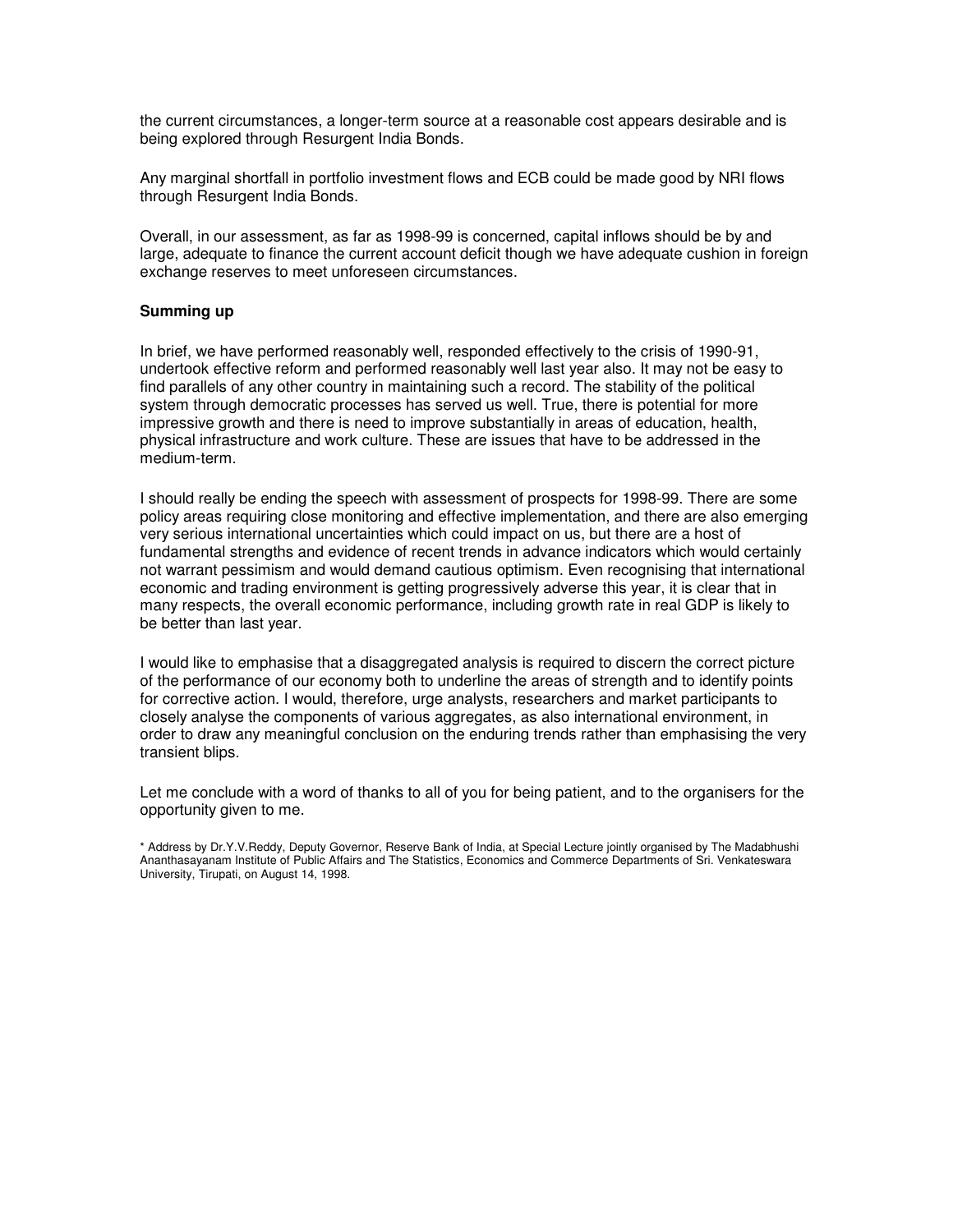the current circumstances, a longer-term source at a reasonable cost appears desirable and is being explored through Resurgent India Bonds.

Any marginal shortfall in portfolio investment flows and ECB could be made good by NRI flows through Resurgent India Bonds.

Overall, in our assessment, as far as 1998-99 is concerned, capital inflows should be by and large, adequate to finance the current account deficit though we have adequate cushion in foreign exchange reserves to meet unforeseen circumstances.

**Summing up**

In brief, we have performed reasonably well, responded effectively to the crisis of 1990-91, undertook effective reform and performed reasonably well last year also. It may not be easy to find parallels of any other country in maintaining such a record. The stability of the political system through democratic processes has served us well. True, there is potential for more impressive growth and there is need to improve substantially in areas of education, health, physical infrastructure and work culture. These are issues that have to be addressed in the medium-term.

I should really be ending the speech with assessment of prospects for 1998-99. There are some policy areas requiring close monitoring and effective implementation, and there are also emerging very serious international uncertainties which could impact on us, but there are a host of fundamental strengths and evidence of recent trends in advance indicators which would certainly not warrant pessimism and would demand cautious optimism. Even recognising that international economic and trading environment is getting progressively adverse this year, it is clear that in many respects, the overall economic performance, including growth rate in real GDP is likely to be better than last year.

I would like to emphasise that a disaggregated analysis is required to discern the correct picture of the performance of our economy both to underline the areas of strength and to identify points for corrective action. I would, therefore, urge analysts, researchers and market participants to closely analyse the components of various aggregates, as also international environment, in order to draw any meaningful conclusion on the enduring trends rather than emphasising the very transient blips.

Let me conclude with a word of thanks to all of you for being patient, and to the organisers for the opportunity given to me.

* Address by Dr.Y.V.Reddy, Deputy Governor, Reserve Bank of India, at Special Lecture jointly organised by The Madabhushi Ananthasayanam Institute of Public Affairs and The Statistics, Economics and Commerce Departments of Sri. Venkateswara University, Tirupati, on August 14, 1998.